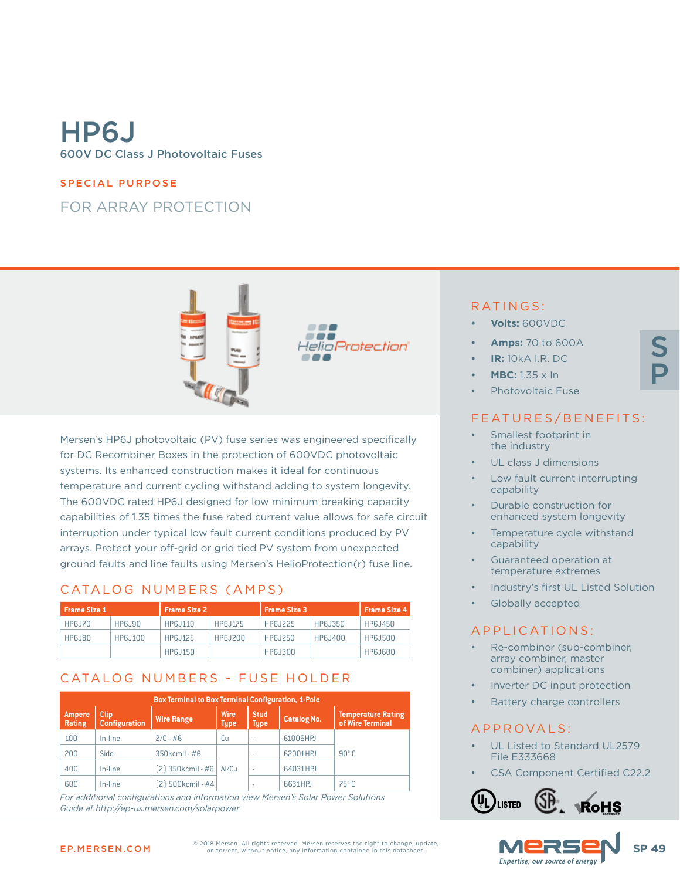# HP6J

600V DC Class J Photovoltaic Fuses

SPECIAL PURPOSE

## FOR ARRAY PROTECTION

Mersen's HP6J photovoltaic (PV) fuse series was engineered specifically for DC Recombiner Boxes in the protection of 600VDC photovoltaic systems. Its enhanced construction makes it ideal for continuous temperature and current cycling withstand adding to system longevity. The 600VDC rated HP6J designed for low minimum breaking capacity capabilities of 1.35 times the fuse rated current value allows for safe circuit interruption under typical low fault current conditions produced by PV arrays. Protect your off-grid or grid tied PV system from unexpected ground faults and line faults using Mersen's HelioProtection(r) fuse line.

## CATALOG NUMBERS (AMPS)

| Frame Size 1 | | Frame Size 2 | | Frame Size 3 | | Frame Size 4 |
|---|---|---|---|---|---|---|
| HP6J70 | HP6J90 | HP6J110 | HP6J175 | HP6J225 | HP6J350 | HP6J450 |
| HP6J80 | HP6J100 | HP6J125 | HP6J200 | HP6J250 | HP6J400 | HP6J500 |
| | | HP6J150 | | HP6J300 | | HP6J600 |

## CATALOG NUMBERS - FUSE HOLDER

| Box Terminal to Box Terminal Configuration, 1-Pole | | | | | | |
|---|---|---|---|---|---|---|
| **Ampere Rating** | **Clip Configuration** | **Wire Range** | **Wire Type** | **Stud Type** | **Catalog No.** | **Temperature Rating of Wire Terminal** |
| 100 | In-line | 2/0 - #6 | Cu | - | 61006HPJ | 90° C |
| 200 | Side | 350kcmil - #6 | Al/Cu | - | 62001HPJ | 90° C |
| 400 | In-line | (2) 350kcmil - #6 | Al/Cu | - | 64031HPJ | 90° C |
| 600 | In-line | (2) 500kcmil - #4 | Al/Cu | - | 6631HPJ | 75° C |

*For additional configurations and information view Mersen's Solar Power Solutions Guide at http://ep-us.mersen.com/solarpower*

## RATINGS:

- **Volts:** 600VDC
- **Amps:** 70 to 600A
- **IR:** 10kA I.R. DC
- **MBC:** 1.35 x In
- Photovoltaic Fuse

## FEATURES/BENEFITS:

- Smallest footprint in the industry
- UL class J dimensions
- Low fault current interrupting capability
- Durable construction for enhanced system longevity
- Temperature cycle withstand capability
- Guaranteed operation at temperature extremes
- Industry's first UL Listed Solution
- Globally accepted

## APPLICATIONS:

- Re-combiner (sub-combiner, array combiner, master combiner) applications
- Inverter DC input protection
- Battery charge controllers

## APPROVALS:

- UL Listed to Standard UL2579 File E333668
- CSA Component Certified C22.2

EP.MERSEN.COM

© 2018 Mersen. All rights reserved. Mersen reserves the right to change, update, or correct, without notice, any information contained in this datasheet.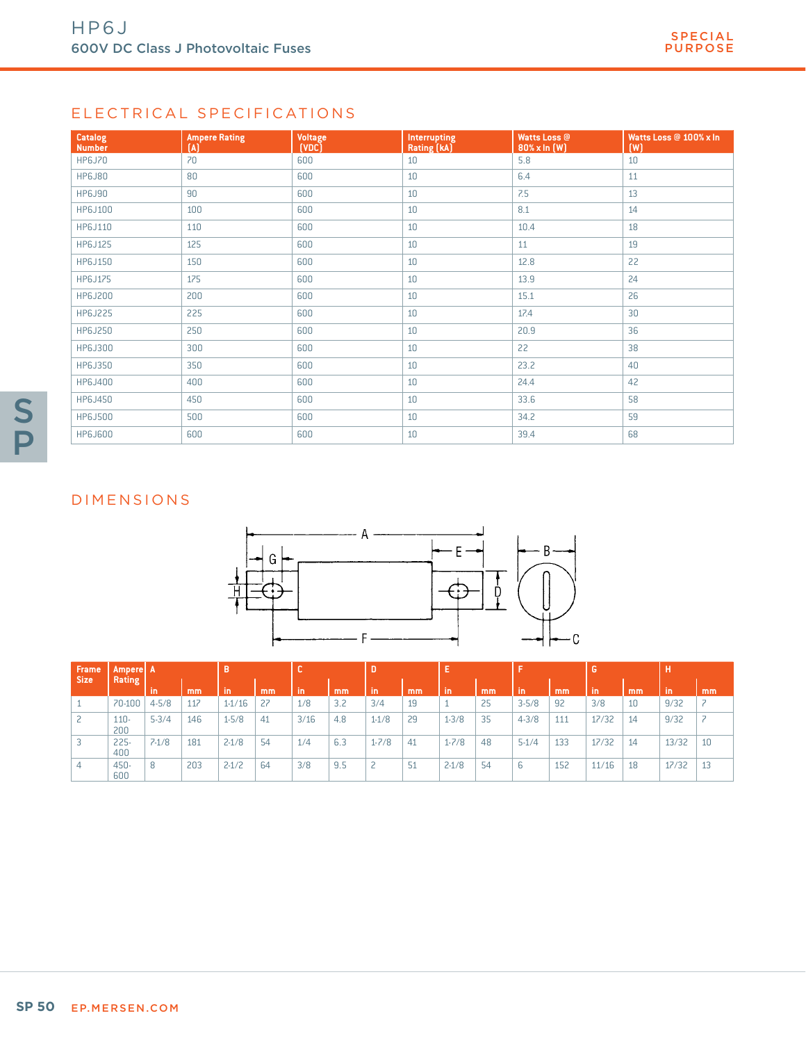# HP6J

## 600V DC Class J Photovoltaic Fuses

SPECIAL PURPOSE

## ELECTRICAL SPECIFICATIONS

| Catalog Number | Ampere Rating (A) | Voltage (VDC) | Interrupting Rating (kA) | Watts Loss @ 80% x In (W) | Watts Loss @ 100% x In (W) |
|---|---|---|---|---|---|
| HP6J70 | 70 | 600 | 10 | 5.8 | 10 |
| HP6J80 | 80 | 600 | 10 | 6.4 | 11 |
| HP6J90 | 90 | 600 | 10 | 7.5 | 13 |
| HP6J100 | 100 | 600 | 10 | 8.1 | 14 |
| HP6J110 | 110 | 600 | 10 | 10.4 | 18 |
| HP6J125 | 125 | 600 | 10 | 11 | 19 |
| HP6J150 | 150 | 600 | 10 | 12.8 | 22 |
| HP6J175 | 175 | 600 | 10 | 13.9 | 24 |
| HP6J200 | 200 | 600 | 10 | 15.1 | 26 |
| HP6J225 | 225 | 600 | 10 | 17.4 | 30 |
| HP6J250 | 250 | 600 | 10 | 20.9 | 36 |
| HP6J300 | 300 | 600 | 10 | 22 | 38 |
| HP6J350 | 350 | 600 | 10 | 23.2 | 40 |
| HP6J400 | 400 | 600 | 10 | 24.4 | 42 |
| HP6J450 | 450 | 600 | 10 | 33.6 | 58 |
| HP6J500 | 500 | 600 | 10 | 34.2 | 59 |
| HP6J600 | 600 | 600 | 10 | 39.4 | 68 |

## DIMENSIONS

A
G
E
B
H
D
F
C

| Frame Size | Ampere Rating | A | | B | | C | | D | | E | | F | | G | | H | |
|---|---|---|---|---|---|---|---|---|---|---|---|---|---|---|---|---|---|
| | | in | mm | in | mm | in | mm | in | mm | in | mm | in | mm | in | mm | in | mm |
| 1 | 70-100 | 4-5/8 | 117 | 1-1/16 | 27 | 1/8 | 3.2 | 3/4 | 19 | 1 | 25 | 3-5/8 | 92 | 3/8 | 10 | 9/32 | 7 |
| 2 | 110-200 | 5-3/4 | 146 | 1-5/8 | 41 | 3/16 | 4.8 | 1-1/8 | 29 | 1-3/8 | 35 | 4-3/8 | 111 | 17/32 | 14 | 9/32 | 7 |
| 3 | 225-400 | 7-1/8 | 181 | 2-1/8 | 54 | 1/4 | 6.3 | 1-7/8 | 41 | 1-7/8 | 48 | 5-1/4 | 133 | 17/32 | 14 | 13/32 | 10 |
| 4 | 450-600 | 8 | 203 | 2-1/2 | 64 | 3/8 | 9.5 | 2 | 51 | 2-1/8 | 54 | 6 | 152 | 11/16 | 18 | 17/32 | 13 |